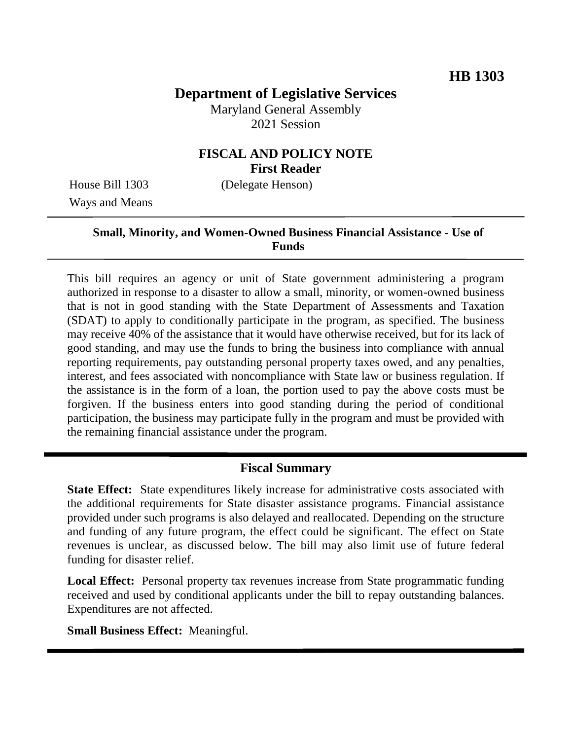**HB 1303**

# Department of Legislative Services

Maryland General Assembly
2021 Session

## FISCAL AND POLICY NOTE

**First Reader**

House Bill 1303 (Delegate Henson)
Ways and Means

---

**Small, Minority, and Women-Owned Business Financial Assistance - Use of Funds**

---

This bill requires an agency or unit of State government administering a program authorized in response to a disaster to allow a small, minority, or women-owned business that is not in good standing with the State Department of Assessments and Taxation (SDAT) to apply to conditionally participate in the program, as specified. The business may receive 40% of the assistance that it would have otherwise received, but for its lack of good standing, and may use the funds to bring the business into compliance with annual reporting requirements, pay outstanding personal property taxes owed, and any penalties, interest, and fees associated with noncompliance with State law or business regulation. If the assistance is in the form of a loan, the portion used to pay the above costs must be forgiven. If the business enters into good standing during the period of conditional participation, the business may participate fully in the program and must be provided with the remaining financial assistance under the program.

---

## Fiscal Summary

**State Effect:** State expenditures likely increase for administrative costs associated with the additional requirements for State disaster assistance programs. Financial assistance provided under such programs is also delayed and reallocated. Depending on the structure and funding of any future program, the effect could be significant. The effect on State revenues is unclear, as discussed below. The bill may also limit use of future federal funding for disaster relief.

**Local Effect:** Personal property tax revenues increase from State programmatic funding received and used by conditional applicants under the bill to repay outstanding balances. Expenditures are not affected.

**Small Business Effect:** Meaningful.

---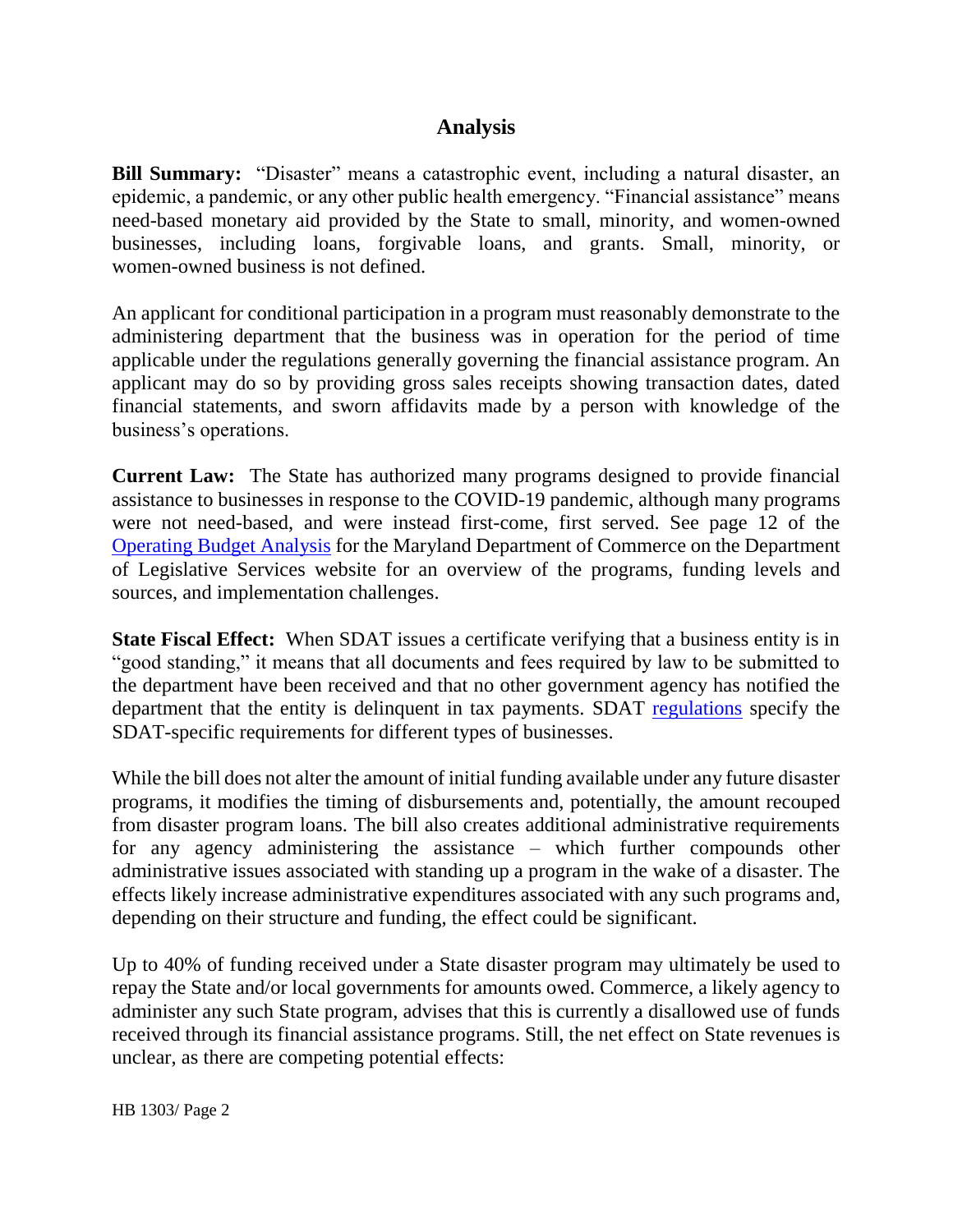## Analysis

**Bill Summary:** "Disaster" means a catastrophic event, including a natural disaster, an epidemic, a pandemic, or any other public health emergency. "Financial assistance" means need-based monetary aid provided by the State to small, minority, and women-owned businesses, including loans, forgivable loans, and grants. Small, minority, or women-owned business is not defined.

An applicant for conditional participation in a program must reasonably demonstrate to the administering department that the business was in operation for the period of time applicable under the regulations generally governing the financial assistance program. An applicant may do so by providing gross sales receipts showing transaction dates, dated financial statements, and sworn affidavits made by a person with knowledge of the business's operations.

**Current Law:** The State has authorized many programs designed to provide financial assistance to businesses in response to the COVID-19 pandemic, although many programs were not need-based, and were instead first-come, first served. See page 12 of the Operating Budget Analysis for the Maryland Department of Commerce on the Department of Legislative Services website for an overview of the programs, funding levels and sources, and implementation challenges.

**State Fiscal Effect:** When SDAT issues a certificate verifying that a business entity is in "good standing," it means that all documents and fees required by law to be submitted to the department have been received and that no other government agency has notified the department that the entity is delinquent in tax payments. SDAT regulations specify the SDAT-specific requirements for different types of businesses.

While the bill does not alter the amount of initial funding available under any future disaster programs, it modifies the timing of disbursements and, potentially, the amount recouped from disaster program loans. The bill also creates additional administrative requirements for any agency administering the assistance – which further compounds other administrative issues associated with standing up a program in the wake of a disaster. The effects likely increase administrative expenditures associated with any such programs and, depending on their structure and funding, the effect could be significant.

Up to 40% of funding received under a State disaster program may ultimately be used to repay the State and/or local governments for amounts owed. Commerce, a likely agency to administer any such State program, advises that this is currently a disallowed use of funds received through its financial assistance programs. Still, the net effect on State revenues is unclear, as there are competing potential effects: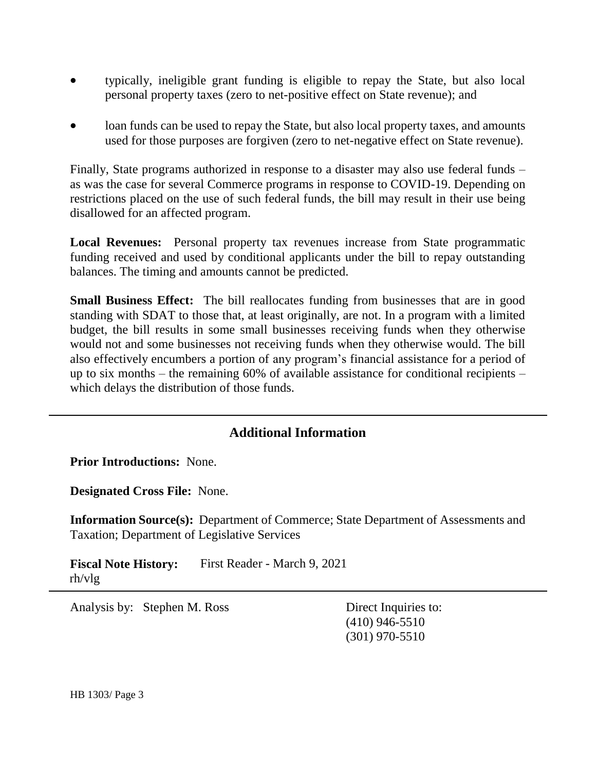- typically, ineligible grant funding is eligible to repay the State, but also local personal property taxes (zero to net-positive effect on State revenue); and
- loan funds can be used to repay the State, but also local property taxes, and amounts used for those purposes are forgiven (zero to net-negative effect on State revenue).

Finally, State programs authorized in response to a disaster may also use federal funds – as was the case for several Commerce programs in response to COVID-19. Depending on restrictions placed on the use of such federal funds, the bill may result in their use being disallowed for an affected program.

**Local Revenues:** Personal property tax revenues increase from State programmatic funding received and used by conditional applicants under the bill to repay outstanding balances. The timing and amounts cannot be predicted.

**Small Business Effect:** The bill reallocates funding from businesses that are in good standing with SDAT to those that, at least originally, are not. In a program with a limited budget, the bill results in some small businesses receiving funds when they otherwise would not and some businesses not receiving funds when they otherwise would. The bill also effectively encumbers a portion of any program's financial assistance for a period of up to six months – the remaining 60% of available assistance for conditional recipients – which delays the distribution of those funds.

## Additional Information

**Prior Introductions:** None.

**Designated Cross File:** None.

**Information Source(s):** Department of Commerce; State Department of Assessments and Taxation; Department of Legislative Services

**Fiscal Note History:** First Reader - March 9, 2021
rh/vlg

Analysis by: Stephen M. Ross

Direct Inquiries to:
(410) 946-5510
(301) 970-5510